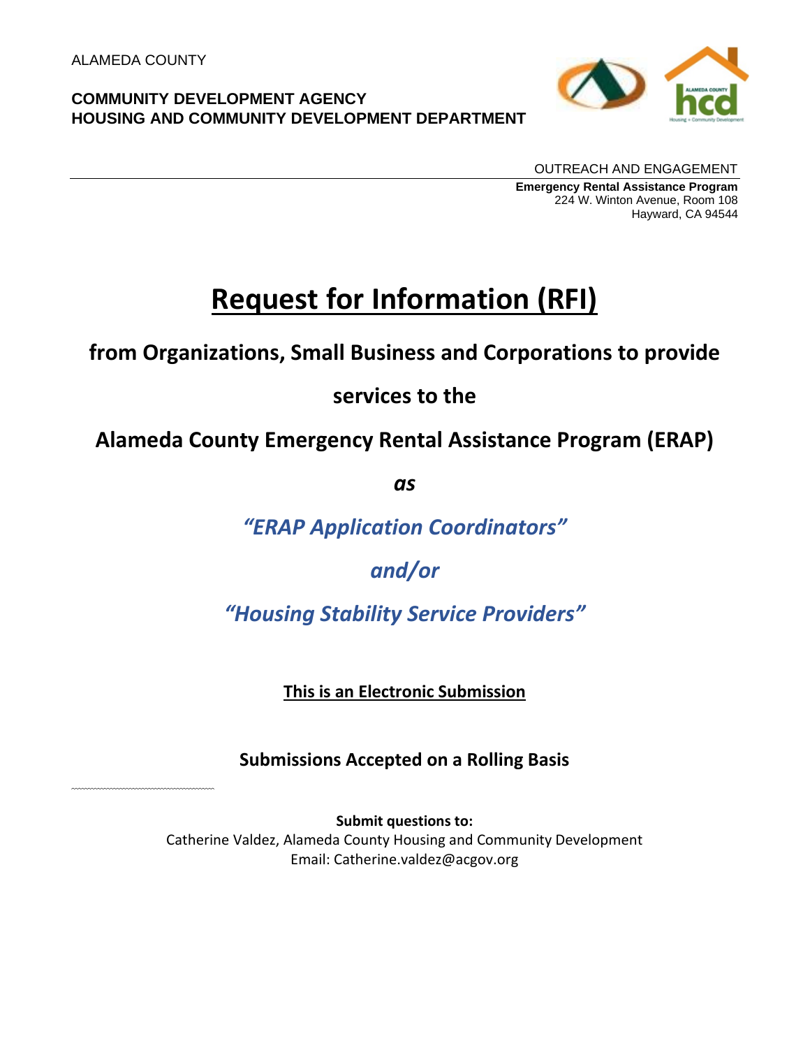ALAMEDA COUNTY

**COMMUNITY DEVELOPMENT AGENCY**
**HOUSING AND COMMUNITY DEVELOPMENT DEPARTMENT**

OUTREACH AND ENGAGEMENT
**Emergency Rental Assistance Program**
224 W. Winton Avenue, Room 108
Hayward, CA 94544

# Request for Information (RFI)

## from Organizations, Small Business and Corporations to provide services to the Alameda County Emergency Rental Assistance Program (ERAP)

***as***

***"ERAP Application Coordinators"***

***and/or***

***"Housing Stability Service Providers"***

**This is an Electronic Submission**

**Submissions Accepted on a Rolling Basis**

**Submit questions to:**
Catherine Valdez, Alameda County Housing and Community Development
Email: Catherine.valdez@acgov.org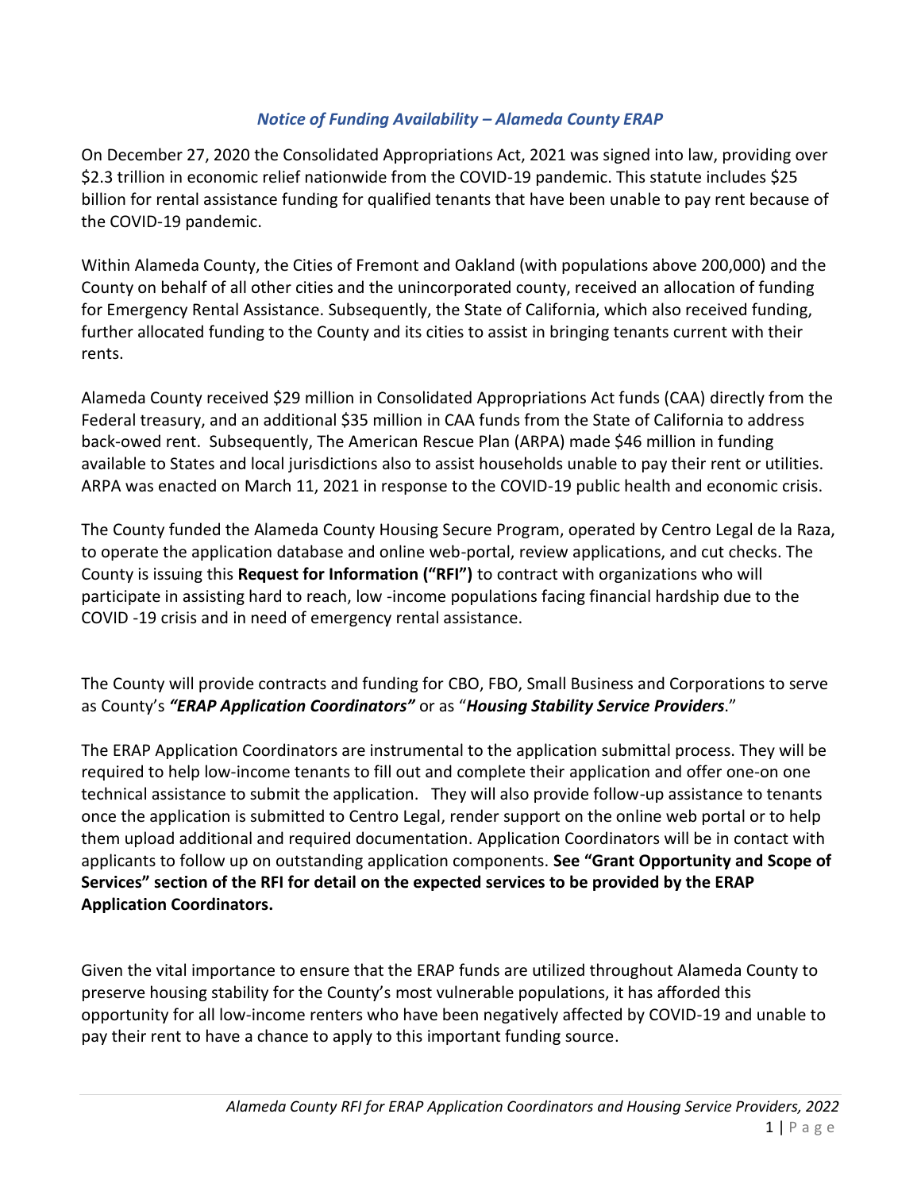## *Notice of Funding Availability – Alameda County ERAP*

On December 27, 2020 the Consolidated Appropriations Act, 2021 was signed into law, providing over $2.3 trillion in economic relief nationwide from the COVID-19 pandemic. This statute includes $25 billion for rental assistance funding for qualified tenants that have been unable to pay rent because of the COVID-19 pandemic.

Within Alameda County, the Cities of Fremont and Oakland (with populations above 200,000) and the County on behalf of all other cities and the unincorporated county, received an allocation of funding for Emergency Rental Assistance. Subsequently, the State of California, which also received funding, further allocated funding to the County and its cities to assist in bringing tenants current with their rents.

Alameda County received $29 million in Consolidated Appropriations Act funds (CAA) directly from the Federal treasury, and an additional $35 million in CAA funds from the State of California to address back-owed rent. Subsequently, The American Rescue Plan (ARPA) made $46 million in funding available to States and local jurisdictions also to assist households unable to pay their rent or utilities. ARPA was enacted on March 11, 2021 in response to the COVID-19 public health and economic crisis.

The County funded the Alameda County Housing Secure Program, operated by Centro Legal de la Raza, to operate the application database and online web-portal, review applications, and cut checks. The County is issuing this **Request for Information ("RFI")** to contract with organizations who will participate in assisting hard to reach, low -income populations facing financial hardship due to the COVID -19 crisis and in need of emergency rental assistance.

The County will provide contracts and funding for CBO, FBO, Small Business and Corporations to serve as County's ***"ERAP Application Coordinators"*** or as "***Housing Stability Service Providers***."

The ERAP Application Coordinators are instrumental to the application submittal process. They will be required to help low-income tenants to fill out and complete their application and offer one-on one technical assistance to submit the application. They will also provide follow-up assistance to tenants once the application is submitted to Centro Legal, render support on the online web portal or to help them upload additional and required documentation. Application Coordinators will be in contact with applicants to follow up on outstanding application components. **See "Grant Opportunity and Scope of Services" section of the RFI for detail on the expected services to be provided by the ERAP Application Coordinators.**

Given the vital importance to ensure that the ERAP funds are utilized throughout Alameda County to preserve housing stability for the County's most vulnerable populations, it has afforded this opportunity for all low-income renters who have been negatively affected by COVID-19 and unable to pay their rent to have a chance to apply to this important funding source.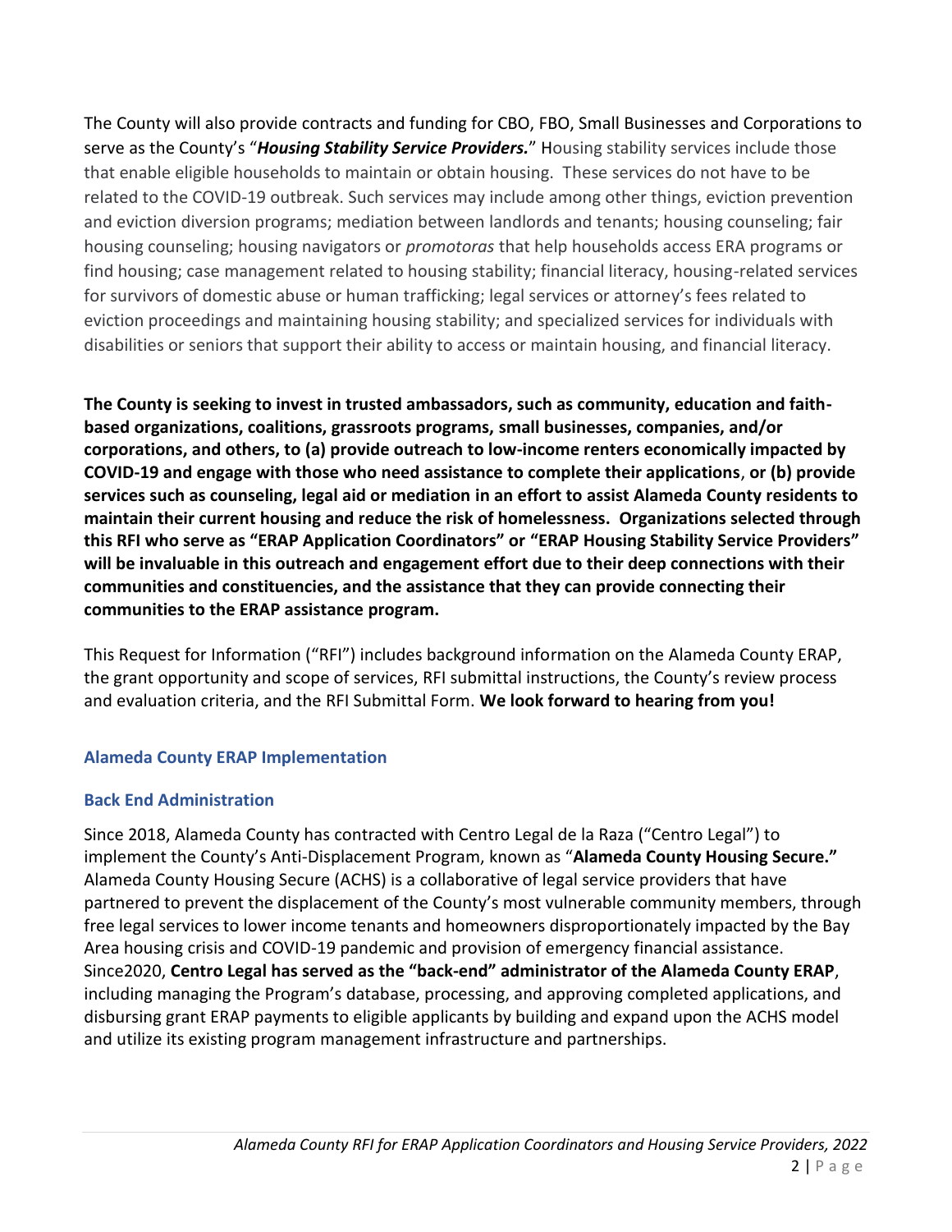The County will also provide contracts and funding for CBO, FBO, Small Businesses and Corporations to serve as the County's "***Housing Stability Service Providers.***" Housing stability services include those that enable eligible households to maintain or obtain housing. These services do not have to be related to the COVID-19 outbreak. Such services may include among other things, eviction prevention and eviction diversion programs; mediation between landlords and tenants; housing counseling; fair housing counseling; housing navigators or *promotoras* that help households access ERA programs or find housing; case management related to housing stability; financial literacy, housing-related services for survivors of domestic abuse or human trafficking; legal services or attorney's fees related to eviction proceedings and maintaining housing stability; and specialized services for individuals with disabilities or seniors that support their ability to access or maintain housing, and financial literacy.

**The County is seeking to invest in trusted ambassadors, such as community, education and faith-based organizations, coalitions, grassroots programs, small businesses, companies, and/or corporations, and others, to (a) provide outreach to low-income renters economically impacted by COVID-19 and engage with those who need assistance to complete their applications, or (b) provide services such as counseling, legal aid or mediation in an effort to assist Alameda County residents to maintain their current housing and reduce the risk of homelessness. Organizations selected through this RFI who serve as "ERAP Application Coordinators" or "ERAP Housing Stability Service Providers" will be invaluable in this outreach and engagement effort due to their deep connections with their communities and constituencies, and the assistance that they can provide connecting their communities to the ERAP assistance program.**

This Request for Information ("RFI") includes background information on the Alameda County ERAP, the grant opportunity and scope of services, RFI submittal instructions, the County's review process and evaluation criteria, and the RFI Submittal Form. **We look forward to hearing from you!**

## Alameda County ERAP Implementation

### Back End Administration

Since 2018, Alameda County has contracted with Centro Legal de la Raza ("Centro Legal") to implement the County's Anti-Displacement Program, known as "**Alameda County Housing Secure."** Alameda County Housing Secure (ACHS) is a collaborative of legal service providers that have partnered to prevent the displacement of the County's most vulnerable community members, through free legal services to lower income tenants and homeowners disproportionately impacted by the Bay Area housing crisis and COVID-19 pandemic and provision of emergency financial assistance. Since2020, **Centro Legal has served as the "back-end" administrator of the Alameda County ERAP**, including managing the Program's database, processing, and approving completed applications, and disbursing grant ERAP payments to eligible applicants by building and expand upon the ACHS model and utilize its existing program management infrastructure and partnerships.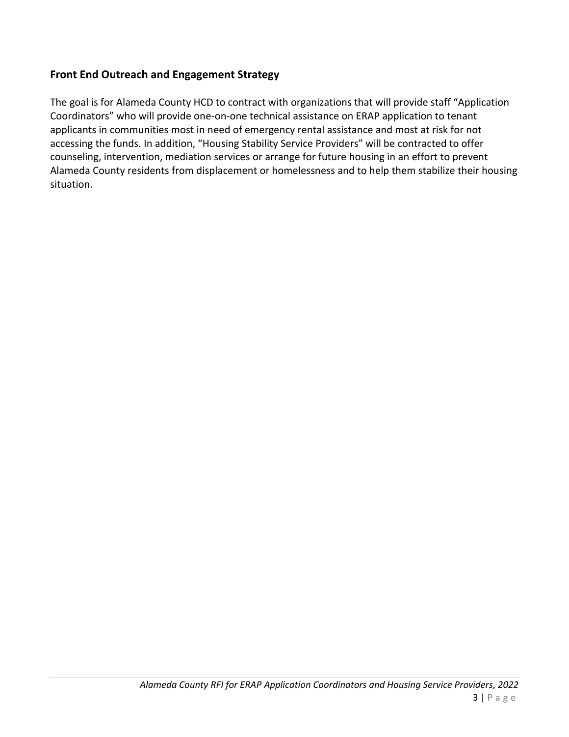## Front End Outreach and Engagement Strategy

The goal is for Alameda County HCD to contract with organizations that will provide staff "Application Coordinators" who will provide one-on-one technical assistance on ERAP application to tenant applicants in communities most in need of emergency rental assistance and most at risk for not accessing the funds. In addition, "Housing Stability Service Providers" will be contracted to offer counseling, intervention, mediation services or arrange for future housing in an effort to prevent Alameda County residents from displacement or homelessness and to help them stabilize their housing situation.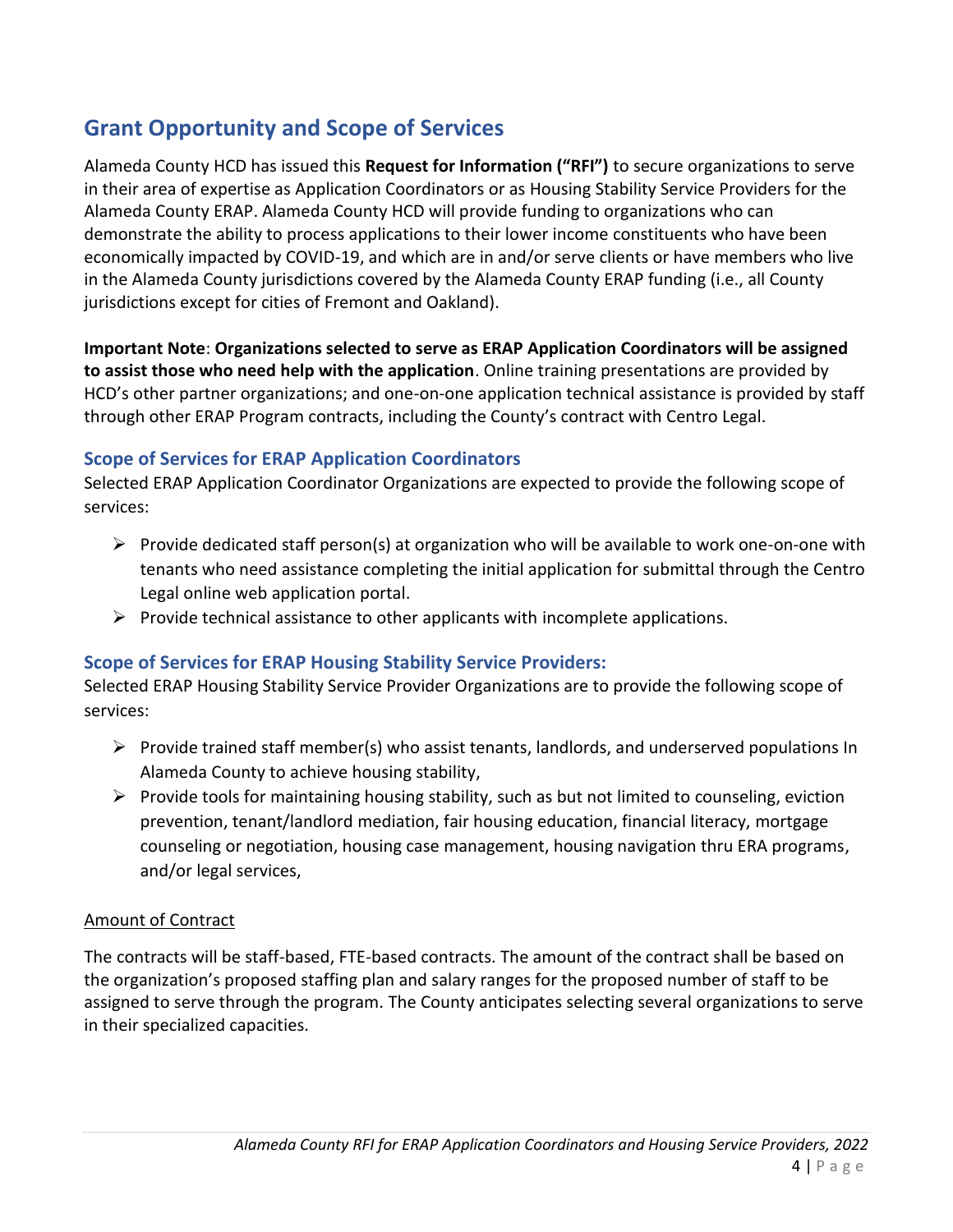## Grant Opportunity and Scope of Services

Alameda County HCD has issued this **Request for Information ("RFI")** to secure organizations to serve in their area of expertise as Application Coordinators or as Housing Stability Service Providers for the Alameda County ERAP. Alameda County HCD will provide funding to organizations who can demonstrate the ability to process applications to their lower income constituents who have been economically impacted by COVID-19, and which are in and/or serve clients or have members who live in the Alameda County jurisdictions covered by the Alameda County ERAP funding (i.e., all County jurisdictions except for cities of Fremont and Oakland).

**Important Note**: **Organizations selected to serve as ERAP Application Coordinators will be assigned to assist those who need help with the application**. Online training presentations are provided by HCD's other partner organizations; and one-on-one application technical assistance is provided by staff through other ERAP Program contracts, including the County's contract with Centro Legal.

### Scope of Services for ERAP Application Coordinators

Selected ERAP Application Coordinator Organizations are expected to provide the following scope of services:

- Provide dedicated staff person(s) at organization who will be available to work one-on-one with tenants who need assistance completing the initial application for submittal through the Centro Legal online web application portal.
- Provide technical assistance to other applicants with incomplete applications.

### Scope of Services for ERAP Housing Stability Service Providers:

Selected ERAP Housing Stability Service Provider Organizations are to provide the following scope of services:

- Provide trained staff member(s) who assist tenants, landlords, and underserved populations In Alameda County to achieve housing stability,
- Provide tools for maintaining housing stability, such as but not limited to counseling, eviction prevention, tenant/landlord mediation, fair housing education, financial literacy, mortgage counseling or negotiation, housing case management, housing navigation thru ERA programs, and/or legal services,

<u>Amount of Contract</u>

The contracts will be staff-based, FTE-based contracts. The amount of the contract shall be based on the organization's proposed staffing plan and salary ranges for the proposed number of staff to be assigned to serve through the program. The County anticipates selecting several organizations to serve in their specialized capacities.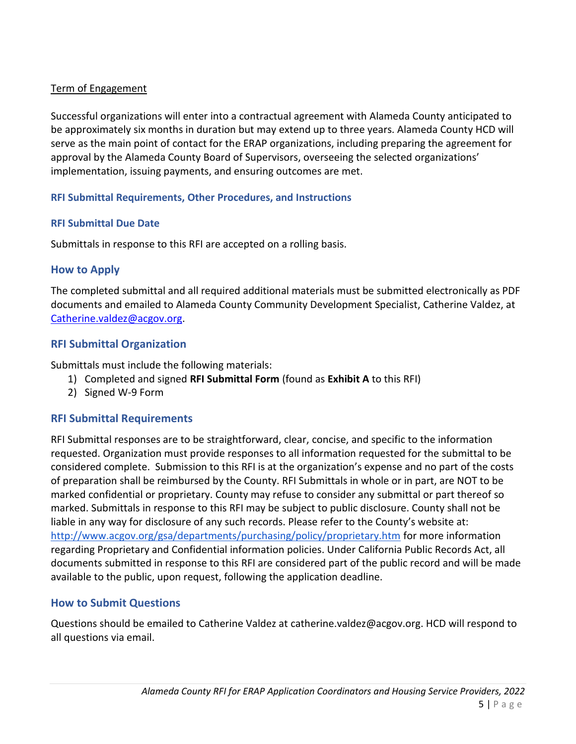Term of Engagement

Successful organizations will enter into a contractual agreement with Alameda County anticipated to be approximately six months in duration but may extend up to three years. Alameda County HCD will serve as the main point of contact for the ERAP organizations, including preparing the agreement for approval by the Alameda County Board of Supervisors, overseeing the selected organizations' implementation, issuing payments, and ensuring outcomes are met.

### RFI Submittal Requirements, Other Procedures, and Instructions

### RFI Submittal Due Date

Submittals in response to this RFI are accepted on a rolling basis.

## How to Apply

The completed submittal and all required additional materials must be submitted electronically as PDF documents and emailed to Alameda County Community Development Specialist, Catherine Valdez, at [Catherine.valdez@acgov.org](mailto:Catherine.valdez@acgov.org).

## RFI Submittal Organization

Submittals must include the following materials:

1) Completed and signed **RFI Submittal Form** (found as **Exhibit A** to this RFI)
2) Signed W-9 Form

## RFI Submittal Requirements

RFI Submittal responses are to be straightforward, clear, concise, and specific to the information requested. Organization must provide responses to all information requested for the submittal to be considered complete. Submission to this RFI is at the organization's expense and no part of the costs of preparation shall be reimbursed by the County. RFI Submittals in whole or in part, are NOT to be marked confidential or proprietary. County may refuse to consider any submittal or part thereof so marked. Submittals in response to this RFI may be subject to public disclosure. County shall not be liable in any way for disclosure of any such records. Please refer to the County's website at: [http://www.acgov.org/gsa/departments/purchasing/policy/proprietary.htm](http://www.acgov.org/gsa/departments/purchasing/policy/proprietary.htm) for more information regarding Proprietary and Confidential information policies. Under California Public Records Act, all documents submitted in response to this RFI are considered part of the public record and will be made available to the public, upon request, following the application deadline.

## How to Submit Questions

Questions should be emailed to Catherine Valdez at catherine.valdez@acgov.org. HCD will respond to all questions via email.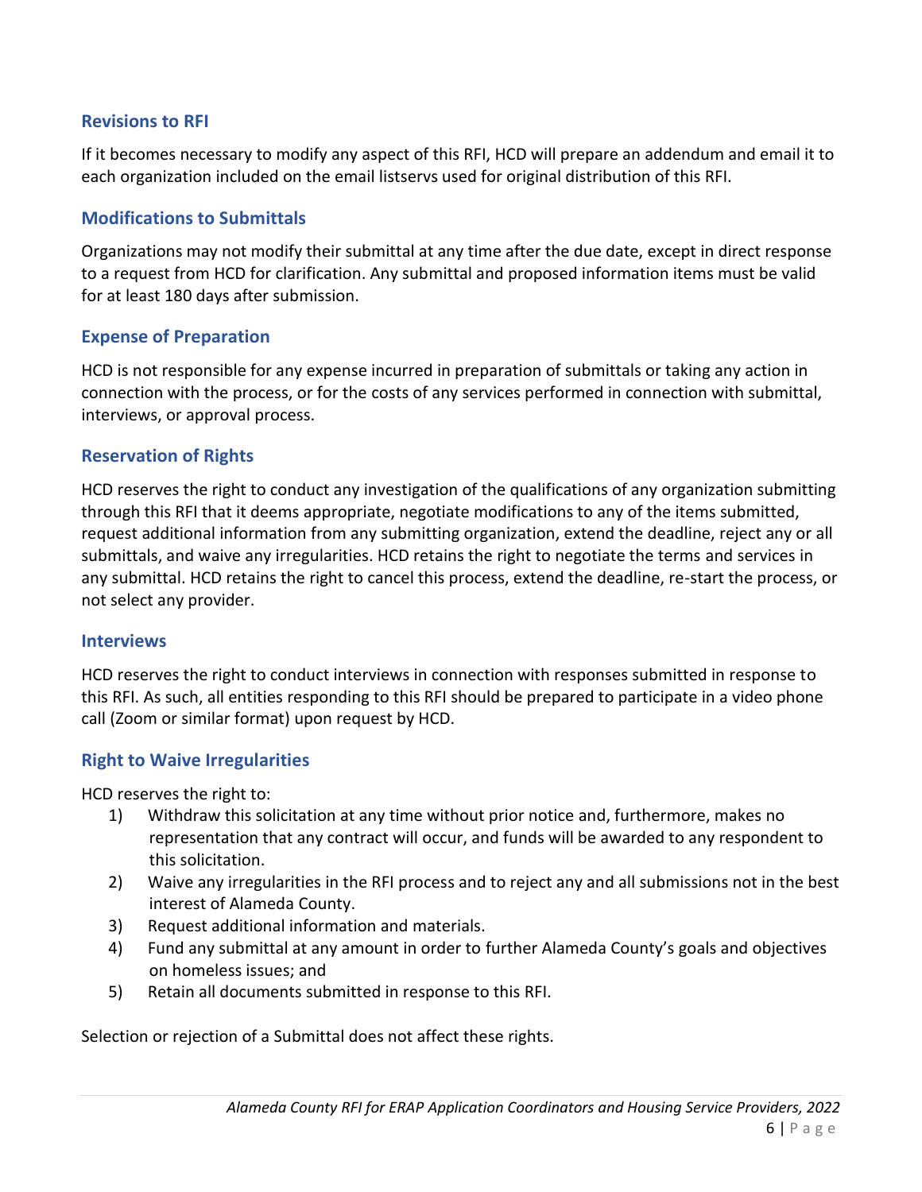### Revisions to RFI

If it becomes necessary to modify any aspect of this RFI, HCD will prepare an addendum and email it to each organization included on the email listservs used for original distribution of this RFI.

### Modifications to Submittals

Organizations may not modify their submittal at any time after the due date, except in direct response to a request from HCD for clarification. Any submittal and proposed information items must be valid for at least 180 days after submission.

### Expense of Preparation

HCD is not responsible for any expense incurred in preparation of submittals or taking any action in connection with the process, or for the costs of any services performed in connection with submittal, interviews, or approval process.

### Reservation of Rights

HCD reserves the right to conduct any investigation of the qualifications of any organization submitting through this RFI that it deems appropriate, negotiate modifications to any of the items submitted, request additional information from any submitting organization, extend the deadline, reject any or all submittals, and waive any irregularities. HCD retains the right to negotiate the terms and services in any submittal. HCD retains the right to cancel this process, extend the deadline, re-start the process, or not select any provider.

### Interviews

HCD reserves the right to conduct interviews in connection with responses submitted in response to this RFI. As such, all entities responding to this RFI should be prepared to participate in a video phone call (Zoom or similar format) upon request by HCD.

### Right to Waive Irregularities

HCD reserves the right to:

1) Withdraw this solicitation at any time without prior notice and, furthermore, makes no representation that any contract will occur, and funds will be awarded to any respondent to this solicitation.
2) Waive any irregularities in the RFI process and to reject any and all submissions not in the best interest of Alameda County.
3) Request additional information and materials.
4) Fund any submittal at any amount in order to further Alameda County's goals and objectives on homeless issues; and
5) Retain all documents submitted in response to this RFI.

Selection or rejection of a Submittal does not affect these rights.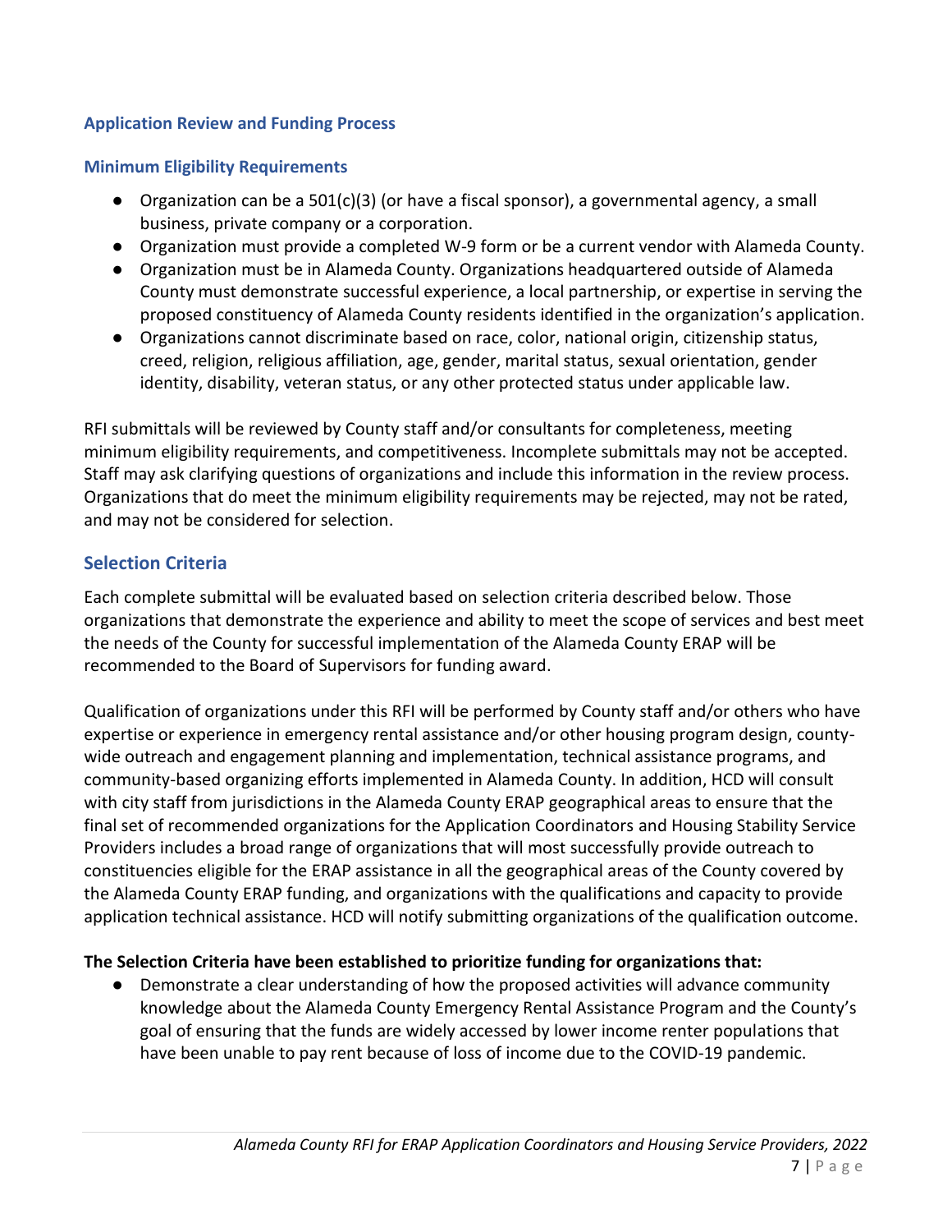### Application Review and Funding Process

### Minimum Eligibility Requirements

- Organization can be a 501(c)(3) (or have a fiscal sponsor), a governmental agency, a small business, private company or a corporation.
- Organization must provide a completed W-9 form or be a current vendor with Alameda County.
- Organization must be in Alameda County. Organizations headquartered outside of Alameda County must demonstrate successful experience, a local partnership, or expertise in serving the proposed constituency of Alameda County residents identified in the organization's application.
- Organizations cannot discriminate based on race, color, national origin, citizenship status, creed, religion, religious affiliation, age, gender, marital status, sexual orientation, gender identity, disability, veteran status, or any other protected status under applicable law.

RFI submittals will be reviewed by County staff and/or consultants for completeness, meeting minimum eligibility requirements, and competitiveness. Incomplete submittals may not be accepted. Staff may ask clarifying questions of organizations and include this information in the review process. Organizations that do meet the minimum eligibility requirements may be rejected, may not be rated, and may not be considered for selection.

## Selection Criteria

Each complete submittal will be evaluated based on selection criteria described below. Those organizations that demonstrate the experience and ability to meet the scope of services and best meet the needs of the County for successful implementation of the Alameda County ERAP will be recommended to the Board of Supervisors for funding award.

Qualification of organizations under this RFI will be performed by County staff and/or others who have expertise or experience in emergency rental assistance and/or other housing program design, county-wide outreach and engagement planning and implementation, technical assistance programs, and community-based organizing efforts implemented in Alameda County. In addition, HCD will consult with city staff from jurisdictions in the Alameda County ERAP geographical areas to ensure that the final set of recommended organizations for the Application Coordinators and Housing Stability Service Providers includes a broad range of organizations that will most successfully provide outreach to constituencies eligible for the ERAP assistance in all the geographical areas of the County covered by the Alameda County ERAP funding, and organizations with the qualifications and capacity to provide application technical assistance. HCD will notify submitting organizations of the qualification outcome.

**The Selection Criteria have been established to prioritize funding for organizations that:**

- Demonstrate a clear understanding of how the proposed activities will advance community knowledge about the Alameda County Emergency Rental Assistance Program and the County's goal of ensuring that the funds are widely accessed by lower income renter populations that have been unable to pay rent because of loss of income due to the COVID-19 pandemic.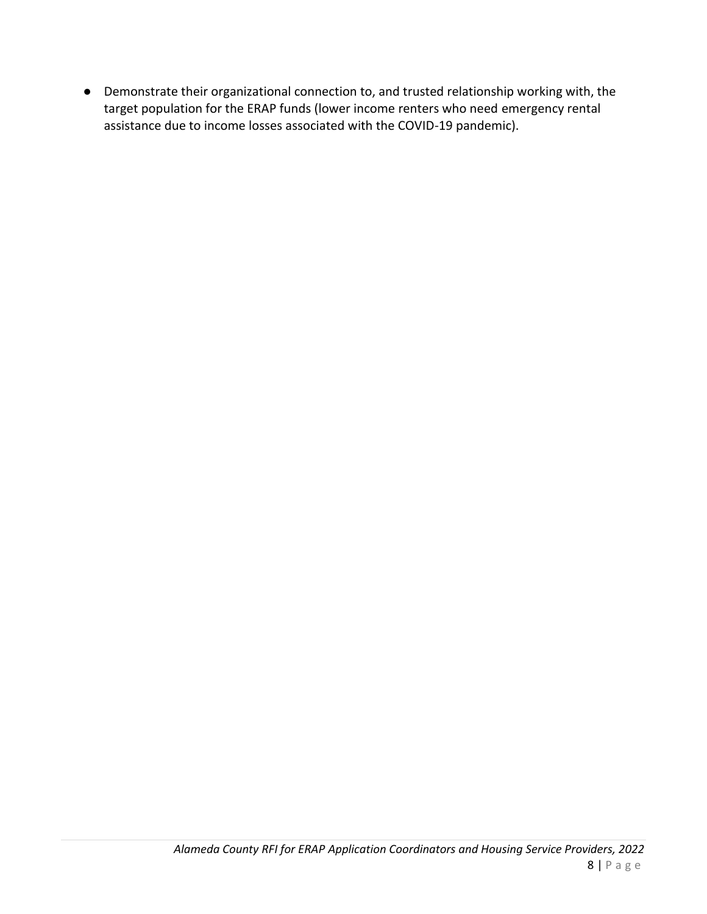- Demonstrate their organizational connection to, and trusted relationship working with, the target population for the ERAP funds (lower income renters who need emergency rental assistance due to income losses associated with the COVID-19 pandemic).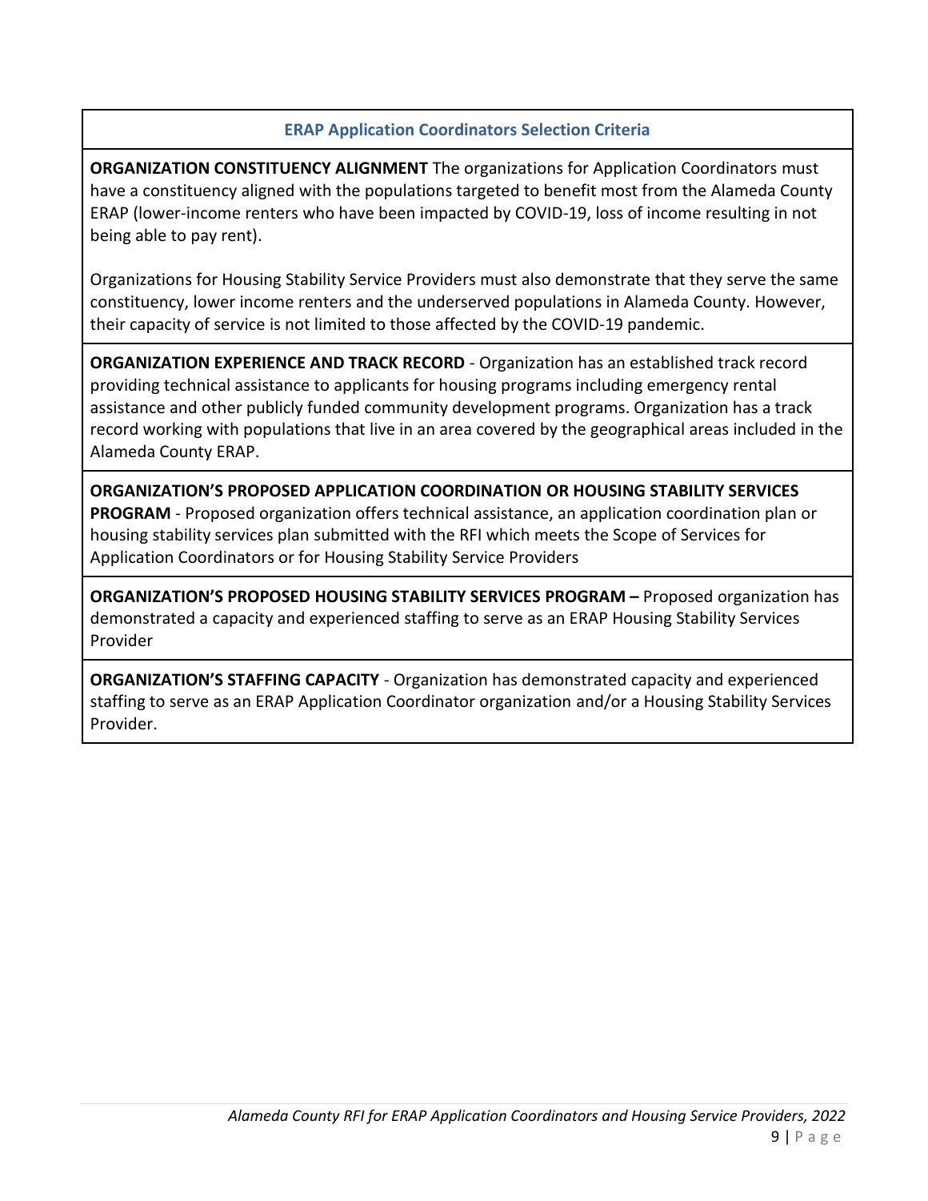| ERAP Application Coordinators Selection Criteria |
|---|
| **ORGANIZATION CONSTITUENCY ALIGNMENT** The organizations for Application Coordinators must have a constituency aligned with the populations targeted to benefit most from the Alameda County ERAP (lower-income renters who have been impacted by COVID-19, loss of income resulting in not being able to pay rent).<br><br>Organizations for Housing Stability Service Providers must also demonstrate that they serve the same constituency, lower income renters and the underserved populations in Alameda County. However, their capacity of service is not limited to those affected by the COVID-19 pandemic. |
| **ORGANIZATION EXPERIENCE AND TRACK RECORD** - Organization has an established track record providing technical assistance to applicants for housing programs including emergency rental assistance and other publicly funded community development programs. Organization has a track record working with populations that live in an area covered by the geographical areas included in the Alameda County ERAP. |
| **ORGANIZATION'S PROPOSED APPLICATION COORDINATION OR HOUSING STABILITY SERVICES PROGRAM** - Proposed organization offers technical assistance, an application coordination plan or housing stability services plan submitted with the RFI which meets the Scope of Services for Application Coordinators or for Housing Stability Service Providers |
| **ORGANIZATION'S PROPOSED HOUSING STABILITY SERVICES PROGRAM –** Proposed organization has demonstrated a capacity and experienced staffing to serve as an ERAP Housing Stability Services Provider |
| **ORGANIZATION'S STAFFING CAPACITY** - Organization has demonstrated capacity and experienced staffing to serve as an ERAP Application Coordinator organization and/or a Housing Stability Services Provider. |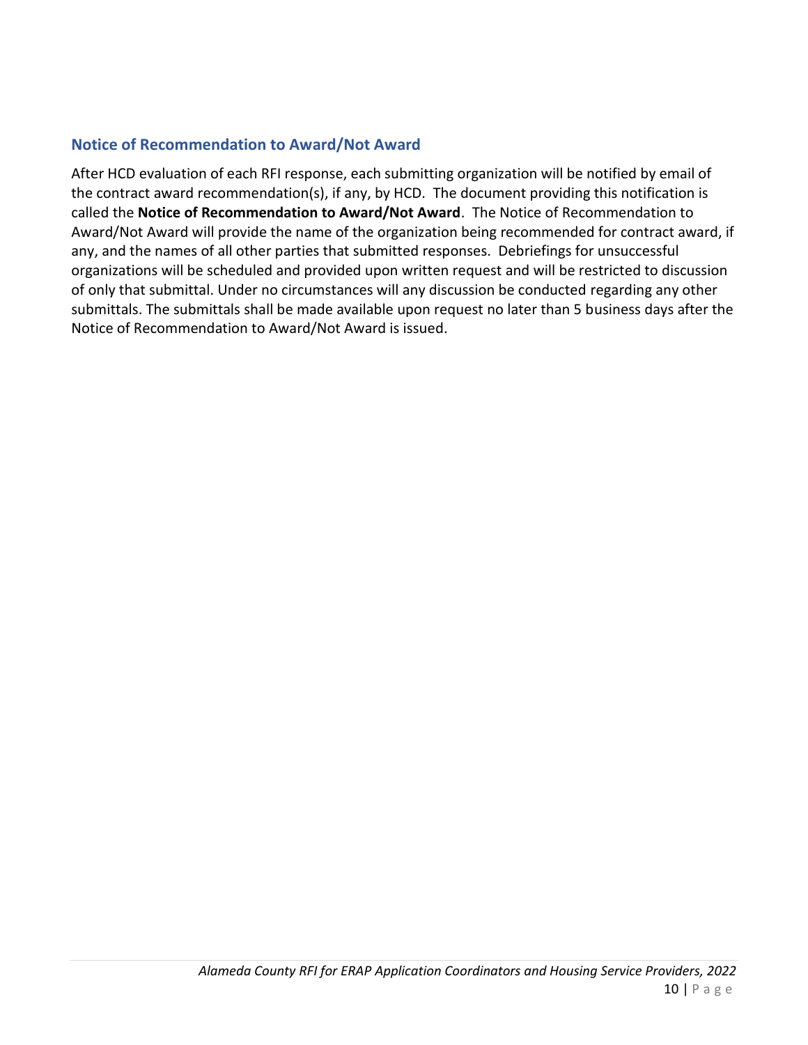## Notice of Recommendation to Award/Not Award

After HCD evaluation of each RFI response, each submitting organization will be notified by email of the contract award recommendation(s), if any, by HCD. The document providing this notification is called the **Notice of Recommendation to Award/Not Award**. The Notice of Recommendation to Award/Not Award will provide the name of the organization being recommended for contract award, if any, and the names of all other parties that submitted responses. Debriefings for unsuccessful organizations will be scheduled and provided upon written request and will be restricted to discussion of only that submittal. Under no circumstances will any discussion be conducted regarding any other submittals. The submittals shall be made available upon request no later than 5 business days after the Notice of Recommendation to Award/Not Award is issued.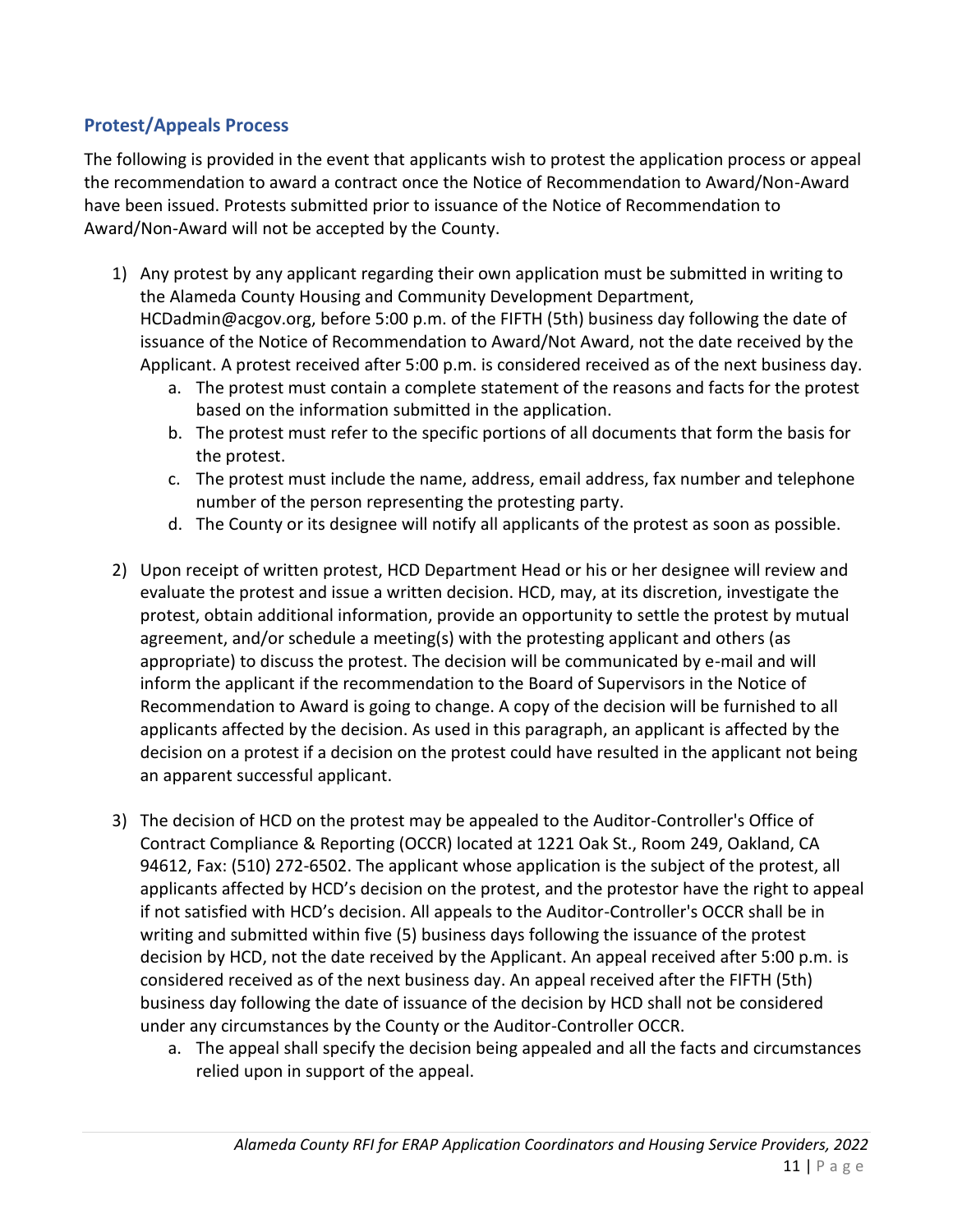## Protest/Appeals Process

The following is provided in the event that applicants wish to protest the application process or appeal the recommendation to award a contract once the Notice of Recommendation to Award/Non-Award have been issued. Protests submitted prior to issuance of the Notice of Recommendation to Award/Non-Award will not be accepted by the County.

1) Any protest by any applicant regarding their own application must be submitted in writing to the Alameda County Housing and Community Development Department, HCDadmin@acgov.org, before 5:00 p.m. of the FIFTH (5th) business day following the date of issuance of the Notice of Recommendation to Award/Not Award, not the date received by the Applicant. A protest received after 5:00 p.m. is considered received as of the next business day.
   a. The protest must contain a complete statement of the reasons and facts for the protest based on the information submitted in the application.
   b. The protest must refer to the specific portions of all documents that form the basis for the protest.
   c. The protest must include the name, address, email address, fax number and telephone number of the person representing the protesting party.
   d. The County or its designee will notify all applicants of the protest as soon as possible.

2) Upon receipt of written protest, HCD Department Head or his or her designee will review and evaluate the protest and issue a written decision. HCD, may, at its discretion, investigate the protest, obtain additional information, provide an opportunity to settle the protest by mutual agreement, and/or schedule a meeting(s) with the protesting applicant and others (as appropriate) to discuss the protest. The decision will be communicated by e-mail and will inform the applicant if the recommendation to the Board of Supervisors in the Notice of Recommendation to Award is going to change. A copy of the decision will be furnished to all applicants affected by the decision. As used in this paragraph, an applicant is affected by the decision on a protest if a decision on the protest could have resulted in the applicant not being an apparent successful applicant.

3) The decision of HCD on the protest may be appealed to the Auditor-Controller's Office of Contract Compliance & Reporting (OCCR) located at 1221 Oak St., Room 249, Oakland, CA 94612, Fax: (510) 272-6502. The applicant whose application is the subject of the protest, all applicants affected by HCD's decision on the protest, and the protestor have the right to appeal if not satisfied with HCD's decision. All appeals to the Auditor-Controller's OCCR shall be in writing and submitted within five (5) business days following the issuance of the protest decision by HCD, not the date received by the Applicant. An appeal received after 5:00 p.m. is considered received as of the next business day. An appeal received after the FIFTH (5th) business day following the date of issuance of the decision by HCD shall not be considered under any circumstances by the County or the Auditor-Controller OCCR.
   a. The appeal shall specify the decision being appealed and all the facts and circumstances relied upon in support of the appeal.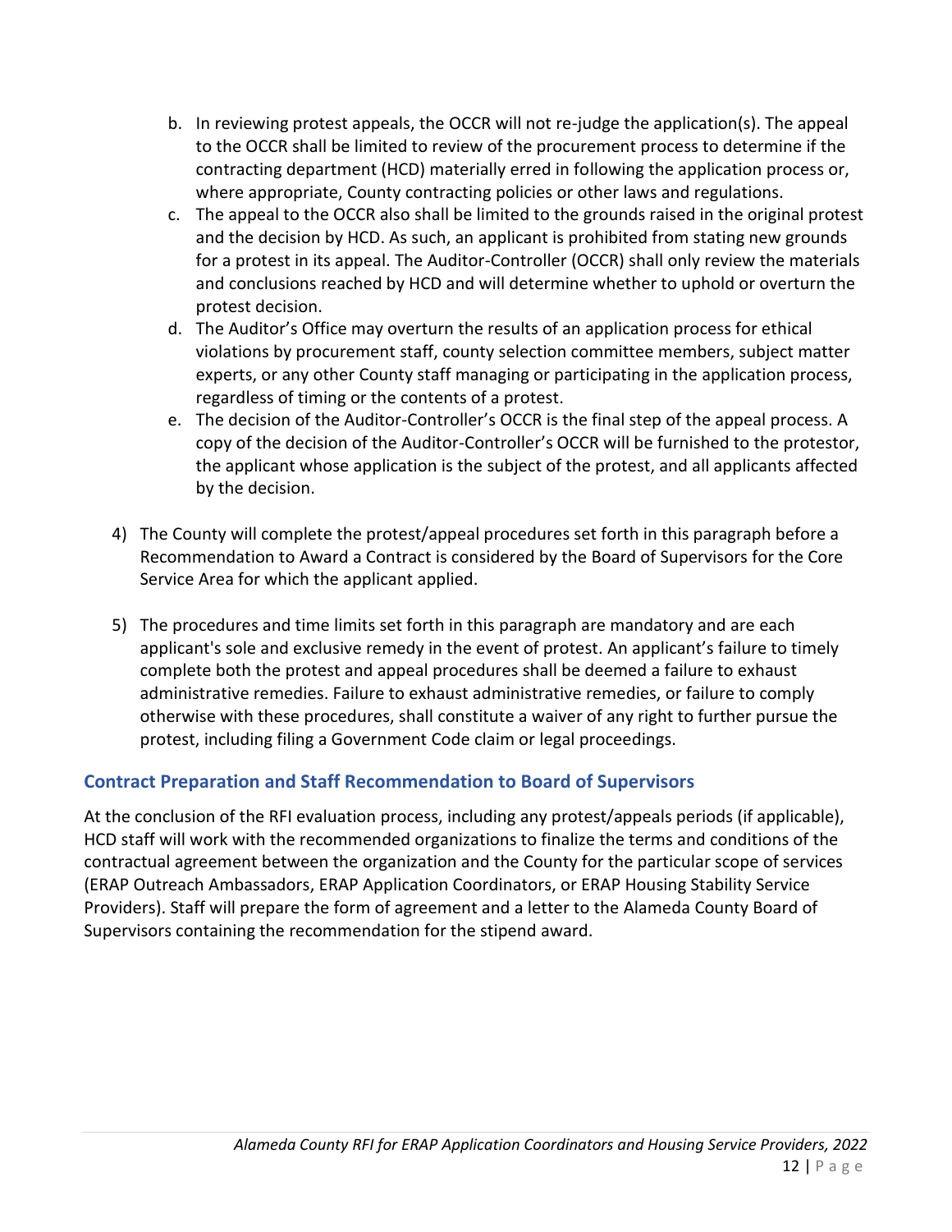b. In reviewing protest appeals, the OCCR will not re-judge the application(s). The appeal to the OCCR shall be limited to review of the procurement process to determine if the contracting department (HCD) materially erred in following the application process or, where appropriate, County contracting policies or other laws and regulations.

c. The appeal to the OCCR also shall be limited to the grounds raised in the original protest and the decision by HCD. As such, an applicant is prohibited from stating new grounds for a protest in its appeal. The Auditor-Controller (OCCR) shall only review the materials and conclusions reached by HCD and will determine whether to uphold or overturn the protest decision.

d. The Auditor's Office may overturn the results of an application process for ethical violations by procurement staff, county selection committee members, subject matter experts, or any other County staff managing or participating in the application process, regardless of timing or the contents of a protest.

e. The decision of the Auditor-Controller's OCCR is the final step of the appeal process. A copy of the decision of the Auditor-Controller's OCCR will be furnished to the protestor, the applicant whose application is the subject of the protest, and all applicants affected by the decision.

4) The County will complete the protest/appeal procedures set forth in this paragraph before a Recommendation to Award a Contract is considered by the Board of Supervisors for the Core Service Area for which the applicant applied.

5) The procedures and time limits set forth in this paragraph are mandatory and are each applicant's sole and exclusive remedy in the event of protest. An applicant's failure to timely complete both the protest and appeal procedures shall be deemed a failure to exhaust administrative remedies. Failure to exhaust administrative remedies, or failure to comply otherwise with these procedures, shall constitute a waiver of any right to further pursue the protest, including filing a Government Code claim or legal proceedings.

## Contract Preparation and Staff Recommendation to Board of Supervisors

At the conclusion of the RFI evaluation process, including any protest/appeals periods (if applicable), HCD staff will work with the recommended organizations to finalize the terms and conditions of the contractual agreement between the organization and the County for the particular scope of services (ERAP Outreach Ambassadors, ERAP Application Coordinators, or ERAP Housing Stability Service Providers). Staff will prepare the form of agreement and a letter to the Alameda County Board of Supervisors containing the recommendation for the stipend award.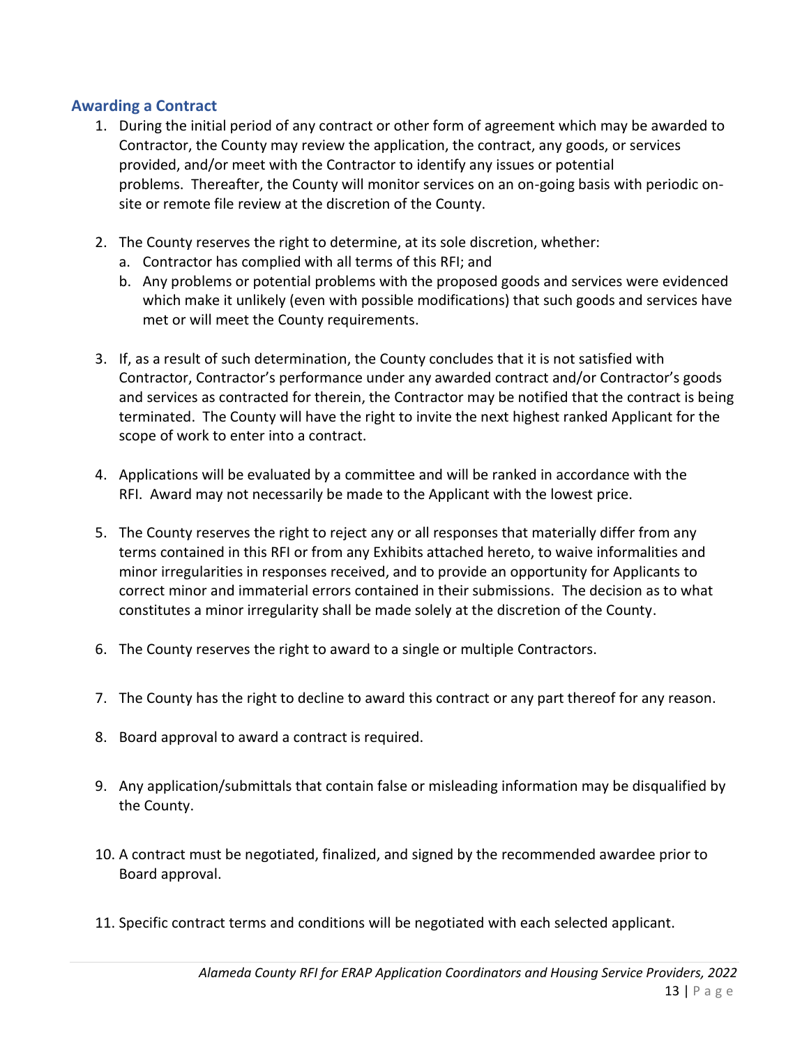## Awarding a Contract

1. During the initial period of any contract or other form of agreement which may be awarded to Contractor, the County may review the application, the contract, any goods, or services provided, and/or meet with the Contractor to identify any issues or potential problems. Thereafter, the County will monitor services on an on-going basis with periodic on-site or remote file review at the discretion of the County.

2. The County reserves the right to determine, at its sole discretion, whether:
   a. Contractor has complied with all terms of this RFI; and
   b. Any problems or potential problems with the proposed goods and services were evidenced which make it unlikely (even with possible modifications) that such goods and services have met or will meet the County requirements.

3. If, as a result of such determination, the County concludes that it is not satisfied with Contractor, Contractor's performance under any awarded contract and/or Contractor's goods and services as contracted for therein, the Contractor may be notified that the contract is being terminated. The County will have the right to invite the next highest ranked Applicant for the scope of work to enter into a contract.

4. Applications will be evaluated by a committee and will be ranked in accordance with the RFI. Award may not necessarily be made to the Applicant with the lowest price.

5. The County reserves the right to reject any or all responses that materially differ from any terms contained in this RFI or from any Exhibits attached hereto, to waive informalities and minor irregularities in responses received, and to provide an opportunity for Applicants to correct minor and immaterial errors contained in their submissions. The decision as to what constitutes a minor irregularity shall be made solely at the discretion of the County.

6. The County reserves the right to award to a single or multiple Contractors.

7. The County has the right to decline to award this contract or any part thereof for any reason.

8. Board approval to award a contract is required.

9. Any application/submittals that contain false or misleading information may be disqualified by the County.

10. A contract must be negotiated, finalized, and signed by the recommended awardee prior to Board approval.

11. Specific contract terms and conditions will be negotiated with each selected applicant.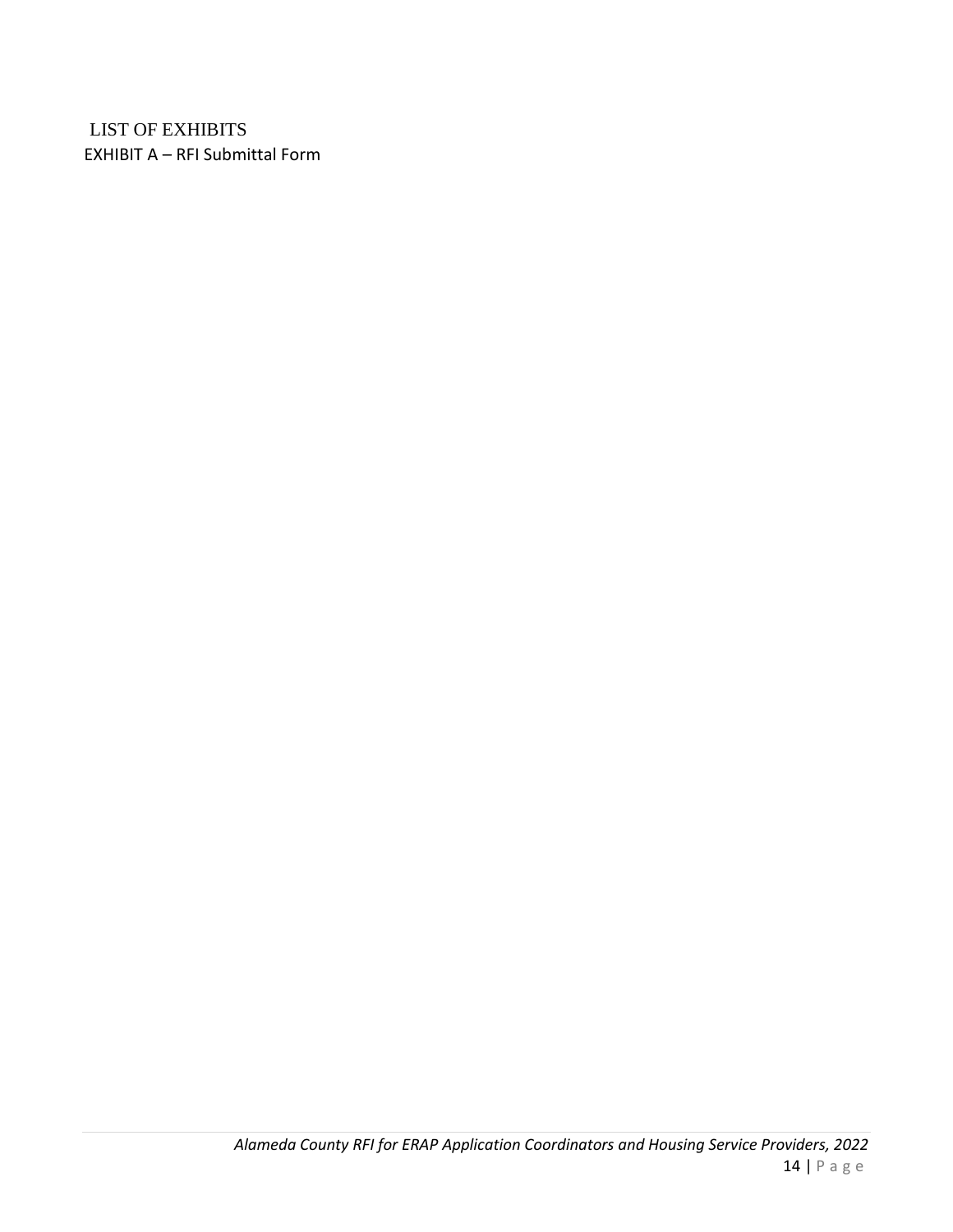## LIST OF EXHIBITS

EXHIBIT A – RFI Submittal Form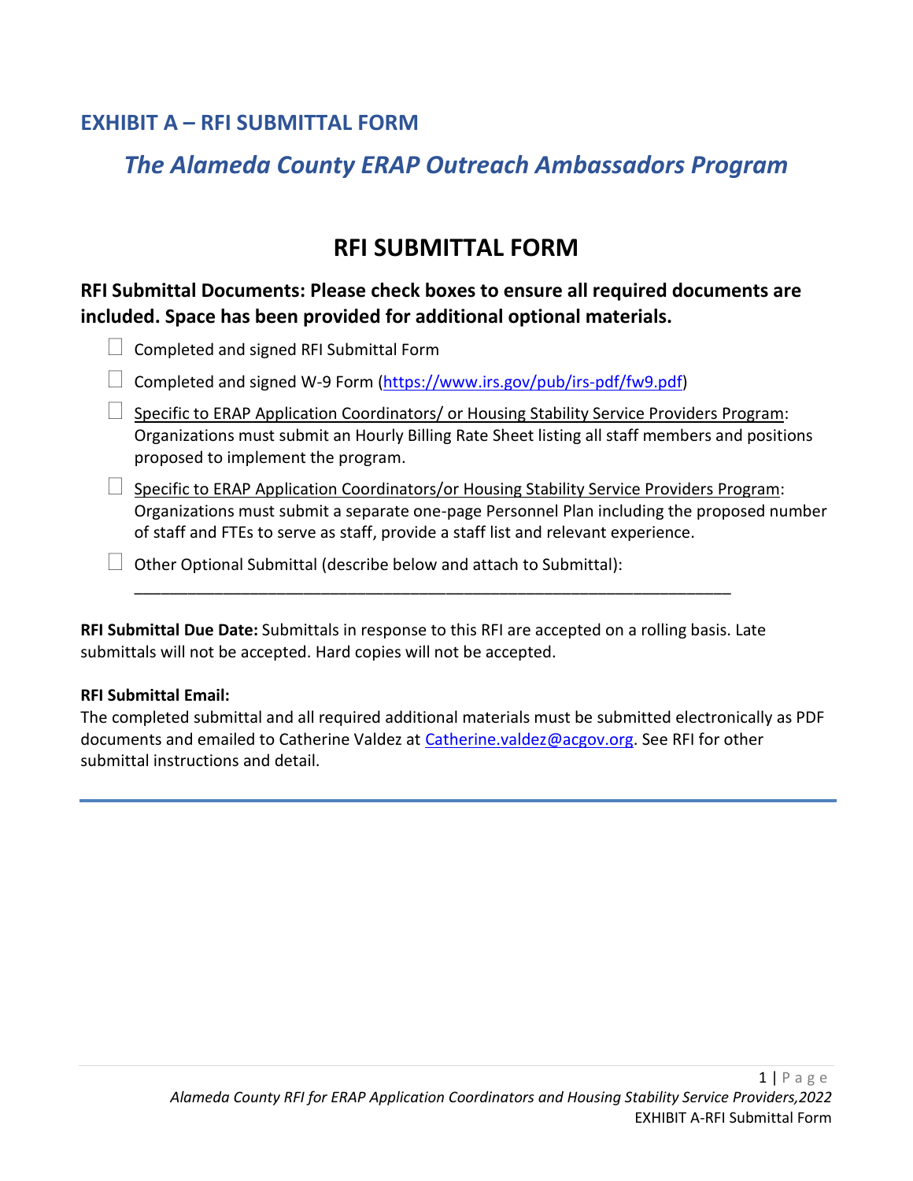## EXHIBIT A – RFI SUBMITTAL FORM

## *The Alameda County ERAP Outreach Ambassadors Program*

# RFI SUBMITTAL FORM

### RFI Submittal Documents: Please check boxes to ensure all required documents are included. Space has been provided for additional optional materials.

- ☐ Completed and signed RFI Submittal Form
- ☐ Completed and signed W-9 Form (https://www.irs.gov/pub/irs-pdf/fw9.pdf)
- ☐ Specific to ERAP Application Coordinators/ or Housing Stability Service Providers Program: Organizations must submit an Hourly Billing Rate Sheet listing all staff members and positions proposed to implement the program.
- ☐ Specific to ERAP Application Coordinators/or Housing Stability Service Providers Program: Organizations must submit a separate one-page Personnel Plan including the proposed number of staff and FTEs to serve as staff, provide a staff list and relevant experience.
- ☐ Other Optional Submittal (describe below and attach to Submittal): \_\_\_\_\_\_\_\_\_\_\_\_\_\_\_\_\_\_\_\_\_\_\_\_\_\_\_\_\_\_\_\_\_\_\_\_\_\_\_\_\_\_\_\_\_\_\_\_\_\_\_\_\_\_\_\_\_\_\_\_\_\_

**RFI Submittal Due Date:** Submittals in response to this RFI are accepted on a rolling basis. Late submittals will not be accepted. Hard copies will not be accepted.

**RFI Submittal Email:**
The completed submittal and all required additional materials must be submitted electronically as PDF documents and emailed to Catherine Valdez at Catherine.valdez@acgov.org. See RFI for other submittal instructions and detail.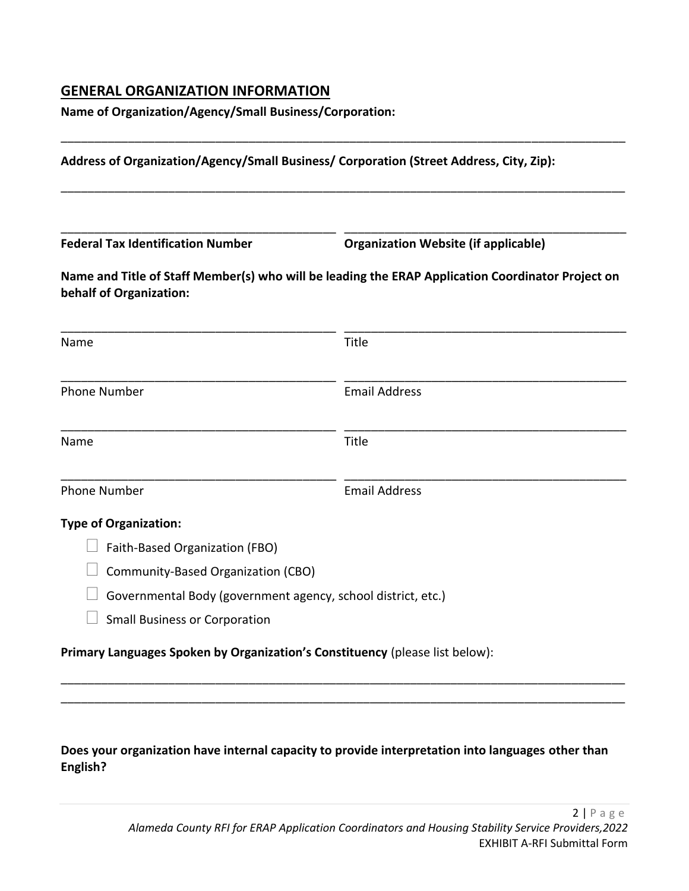## GENERAL ORGANIZATION INFORMATION

**Name of Organization/Agency/Small Business/Corporation:**

\_\_\_\_\_\_\_\_\_\_\_\_\_\_\_\_\_\_\_\_\_\_\_\_\_\_\_\_\_\_\_\_\_\_\_\_\_\_\_\_\_\_\_\_\_\_\_\_\_\_\_\_\_\_\_\_\_\_\_\_\_\_\_\_\_\_\_\_\_\_\_\_\_\_\_\_\_\_\_\_\_\_

**Address of Organization/Agency/Small Business/ Corporation (Street Address, City, Zip):**

\_\_\_\_\_\_\_\_\_\_\_\_\_\_\_\_\_\_\_\_\_\_\_\_\_\_\_\_\_\_\_\_\_\_\_\_\_\_\_\_\_\_\_\_\_\_\_\_\_\_\_\_\_\_\_\_\_\_\_\_\_\_\_\_\_\_\_\_\_\_\_\_\_\_\_\_\_\_\_\_\_\_

| \_\_\_\_\_\_\_\_\_\_\_\_\_\_\_\_\_\_\_\_\_\_\_\_\_\_\_\_\_\_\_\_\_\_\_\_\_\_ | \_\_\_\_\_\_\_\_\_\_\_\_\_\_\_\_\_\_\_\_\_\_\_\_\_\_\_\_\_\_\_\_\_\_\_\_\_\_ |
|---|---|
| **Federal Tax Identification Number** | **Organization Website (if applicable)** |

**Name and Title of Staff Member(s) who will be leading the ERAP Application Coordinator Project on behalf of Organization:**

| \_\_\_\_\_\_\_\_\_\_\_\_\_\_\_\_\_\_\_\_\_\_\_\_\_\_\_\_\_\_\_\_\_\_\_\_\_\_ | \_\_\_\_\_\_\_\_\_\_\_\_\_\_\_\_\_\_\_\_\_\_\_\_\_\_\_\_\_\_\_\_\_\_\_\_\_\_ |
|---|---|
| Name | Title |
| \_\_\_\_\_\_\_\_\_\_\_\_\_\_\_\_\_\_\_\_\_\_\_\_\_\_\_\_\_\_\_\_\_\_\_\_\_\_ | \_\_\_\_\_\_\_\_\_\_\_\_\_\_\_\_\_\_\_\_\_\_\_\_\_\_\_\_\_\_\_\_\_\_\_\_\_\_ |
| Phone Number | Email Address |
| \_\_\_\_\_\_\_\_\_\_\_\_\_\_\_\_\_\_\_\_\_\_\_\_\_\_\_\_\_\_\_\_\_\_\_\_\_\_ | \_\_\_\_\_\_\_\_\_\_\_\_\_\_\_\_\_\_\_\_\_\_\_\_\_\_\_\_\_\_\_\_\_\_\_\_\_\_ |
| Name | Title |
| \_\_\_\_\_\_\_\_\_\_\_\_\_\_\_\_\_\_\_\_\_\_\_\_\_\_\_\_\_\_\_\_\_\_\_\_\_\_ | \_\_\_\_\_\_\_\_\_\_\_\_\_\_\_\_\_\_\_\_\_\_\_\_\_\_\_\_\_\_\_\_\_\_\_\_\_\_ |
| Phone Number | Email Address |

**Type of Organization:**

- ☐ Faith-Based Organization (FBO)
- ☐ Community-Based Organization (CBO)
- ☐ Governmental Body (government agency, school district, etc.)
- ☐ Small Business or Corporation

**Primary Languages Spoken by Organization's Constituency** (please list below):

\_\_\_\_\_\_\_\_\_\_\_\_\_\_\_\_\_\_\_\_\_\_\_\_\_\_\_\_\_\_\_\_\_\_\_\_\_\_\_\_\_\_\_\_\_\_\_\_\_\_\_\_\_\_\_\_\_\_\_\_\_\_\_\_\_\_\_\_\_\_\_\_\_\_\_\_\_\_\_\_\_\_

\_\_\_\_\_\_\_\_\_\_\_\_\_\_\_\_\_\_\_\_\_\_\_\_\_\_\_\_\_\_\_\_\_\_\_\_\_\_\_\_\_\_\_\_\_\_\_\_\_\_\_\_\_\_\_\_\_\_\_\_\_\_\_\_\_\_\_\_\_\_\_\_\_\_\_\_\_\_\_\_\_\_

**Does your organization have internal capacity to provide interpretation into languages other than English?**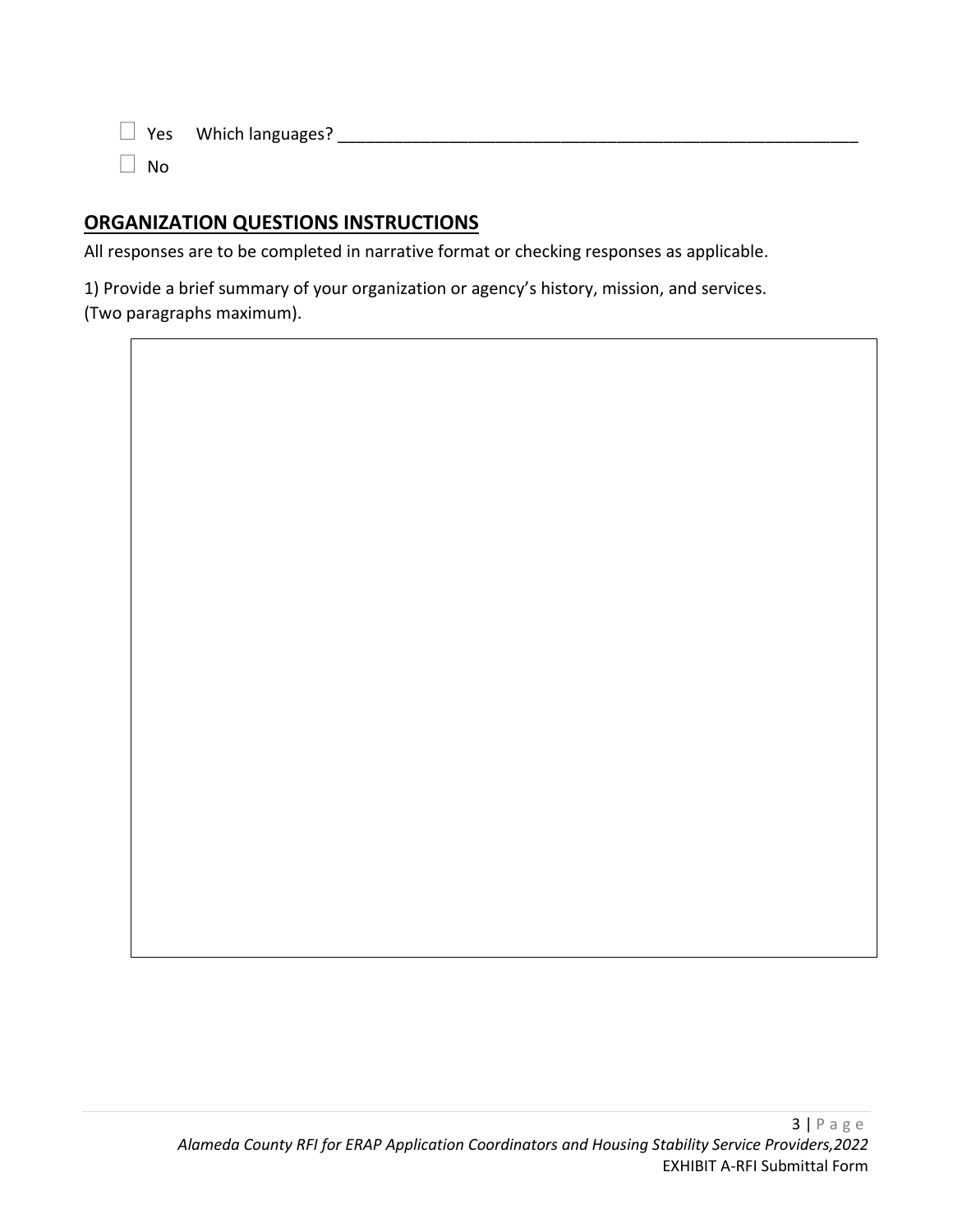☐ Yes Which languages? ___________________________________________________________

☐ No

## ORGANIZATION QUESTIONS INSTRUCTIONS

All responses are to be completed in narrative format or checking responses as applicable.

1) Provide a brief summary of your organization or agency's history, mission, and services. (Two paragraphs maximum).

|   |
|---|
|   |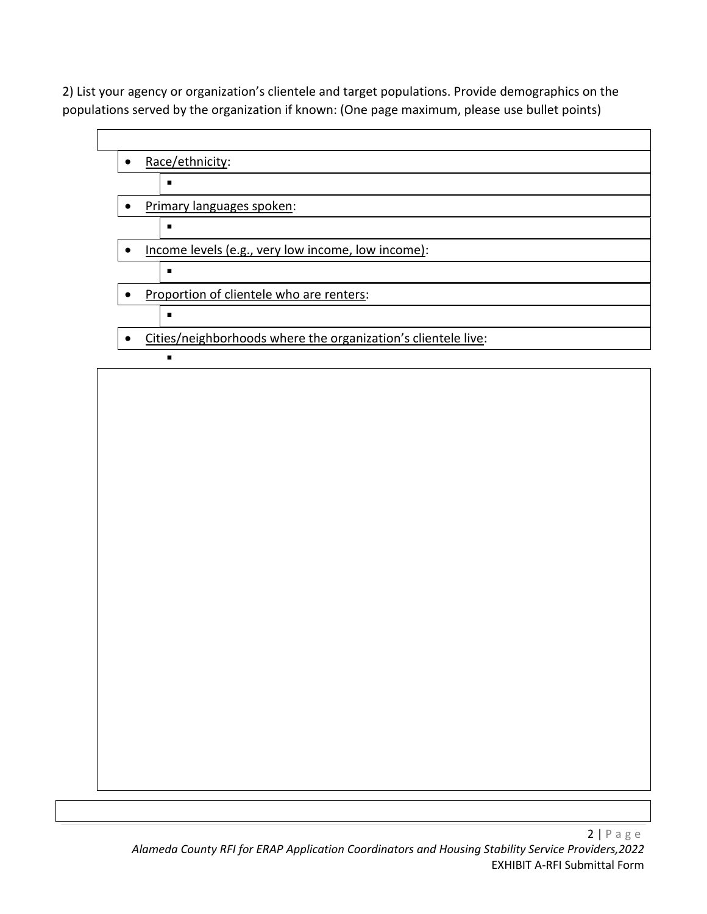2) List your agency or organization's clientele and target populations. Provide demographics on the populations served by the organization if known: (One page maximum, please use bullet points)

- Race/ethnicity:
  - 
- Primary languages spoken:
  - 
- Income levels (e.g., very low income, low income):
  - 
- Proportion of clientele who are renters:
  - 
- Cities/neighborhoods where the organization's clientele live:
  -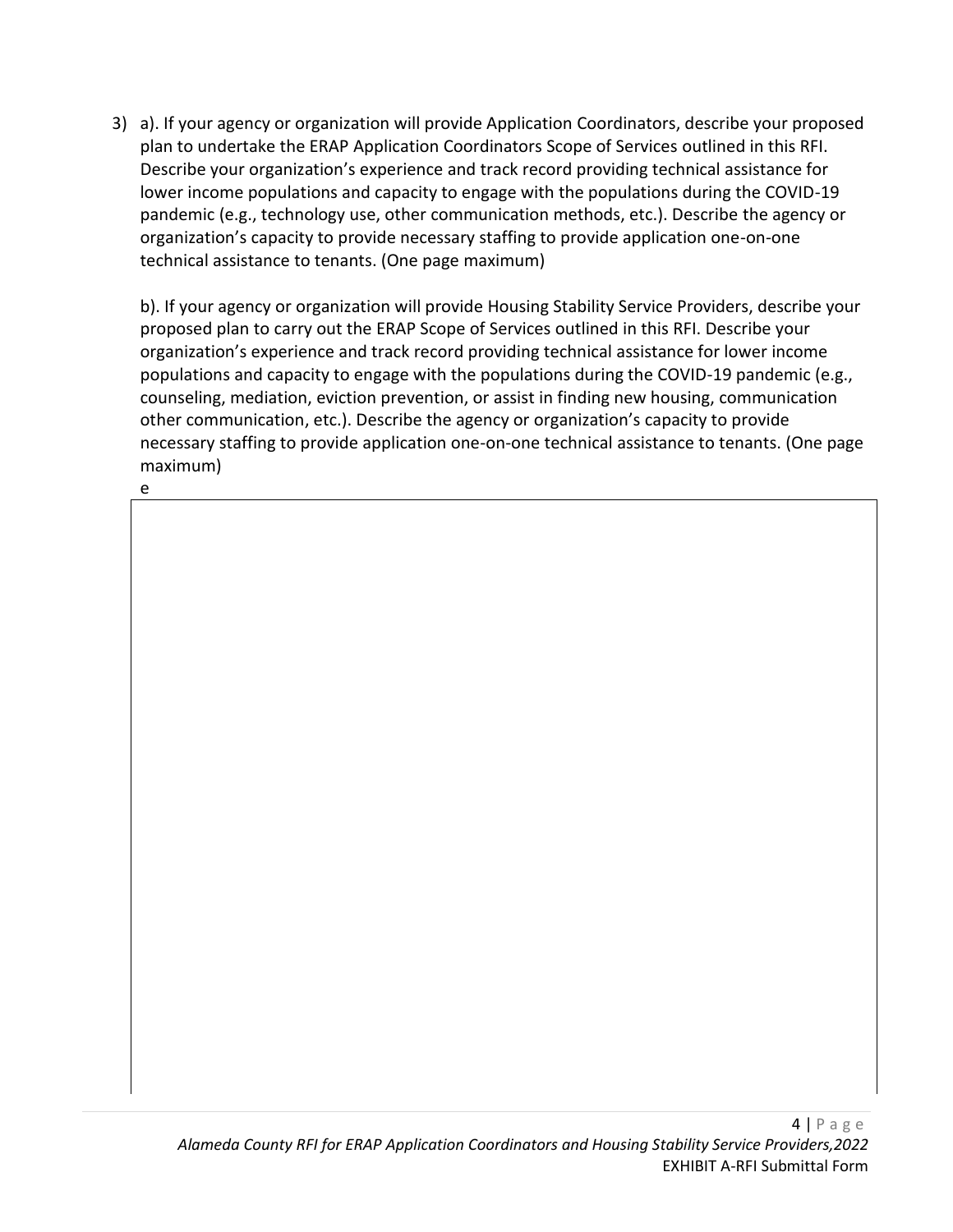3) a). If your agency or organization will provide Application Coordinators, describe your proposed plan to undertake the ERAP Application Coordinators Scope of Services outlined in this RFI. Describe your organization's experience and track record providing technical assistance for lower income populations and capacity to engage with the populations during the COVID-19 pandemic (e.g., technology use, other communication methods, etc.). Describe the agency or organization's capacity to provide necessary staffing to provide application one-on-one technical assistance to tenants. (One page maximum)

   b). If your agency or organization will provide Housing Stability Service Providers, describe your proposed plan to carry out the ERAP Scope of Services outlined in this RFI. Describe your organization's experience and track record providing technical assistance for lower income populations and capacity to engage with the populations during the COVID-19 pandemic (e.g., counseling, mediation, eviction prevention, or assist in finding new housing, communication other communication, etc.). Describe the agency or organization's capacity to provide necessary staffing to provide application one-on-one technical assistance to tenants. (One page maximum)

   e

| |
|---|
| |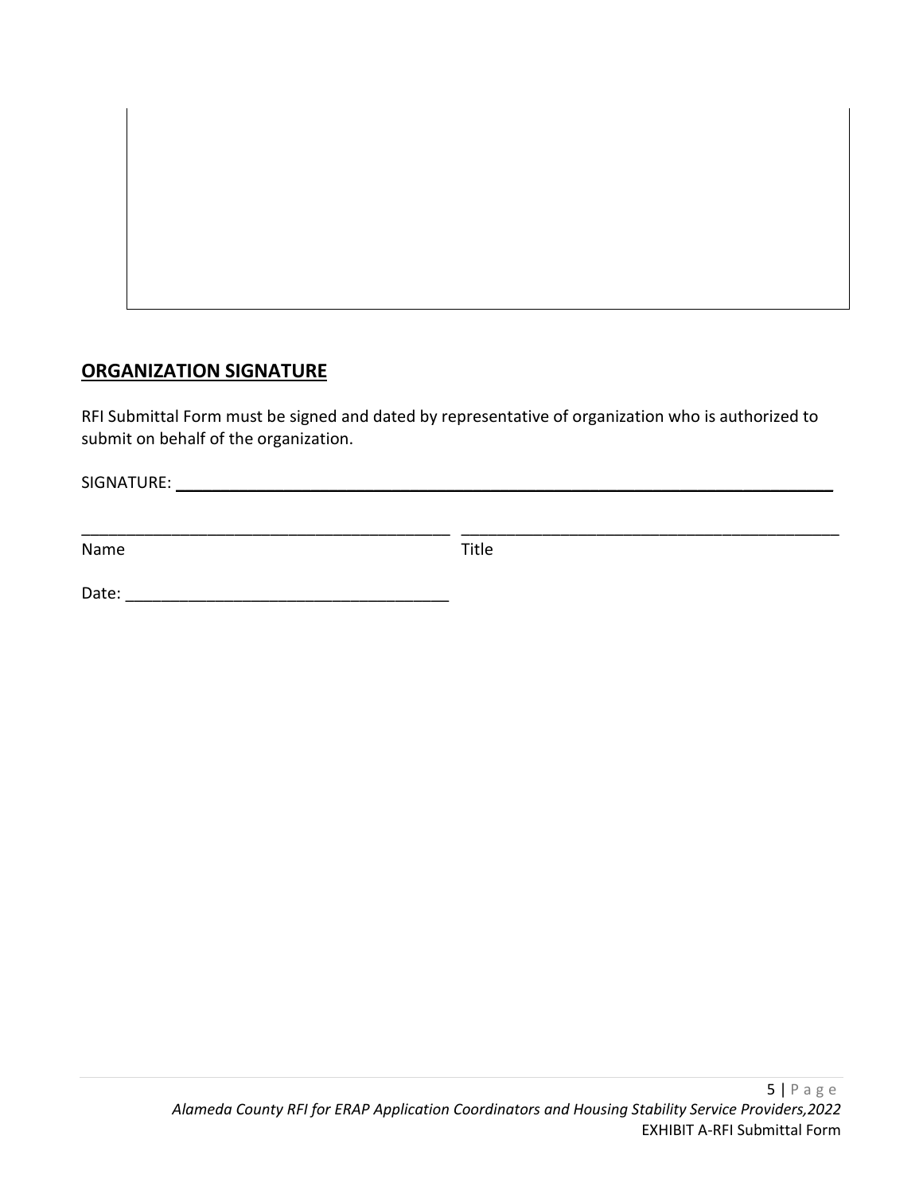## ORGANIZATION SIGNATURE

RFI Submittal Form must be signed and dated by representative of organization who is authorized to submit on behalf of the organization.

SIGNATURE: ___________________________________________________________________________

_________________________________________ _________________________________________
Name Title

Date: ___________________________________